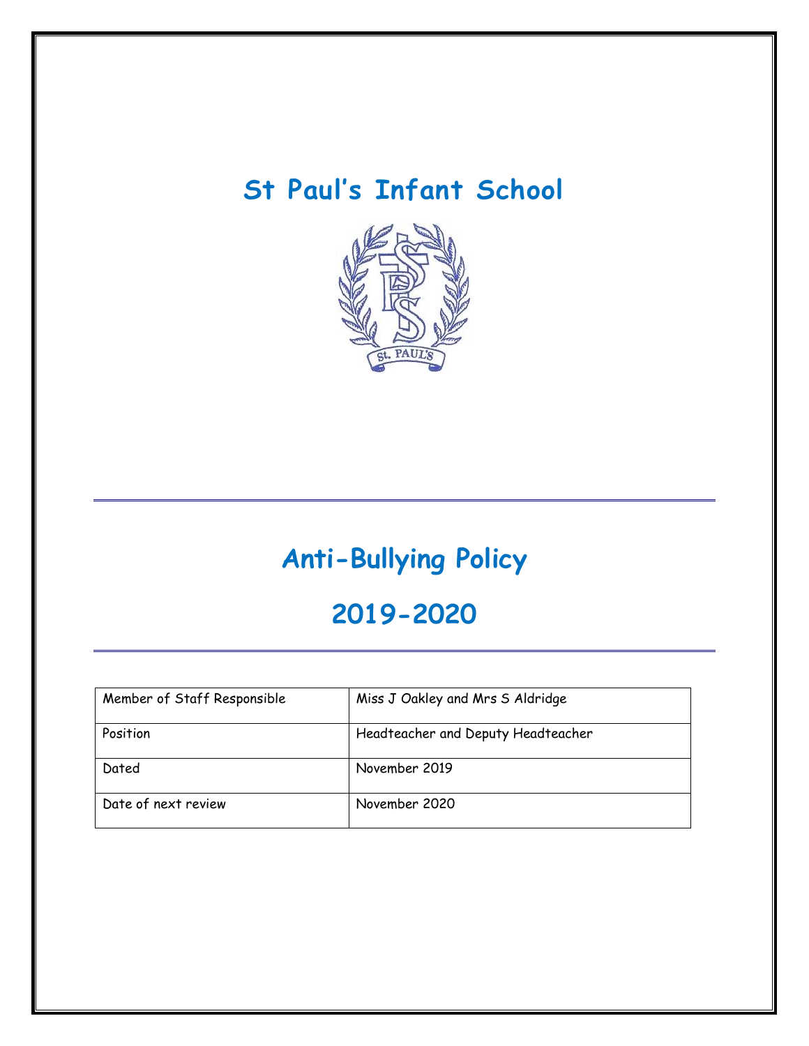# St Paul's Infant School

# Anti-Bullying Policy

# 2019-2020

| Member of Staff Responsible | Miss J Oakley and Mrs S Aldridge |
|---|---|
| Position | Headteacher and Deputy Headteacher |
| Dated | November 2019 |
| Date of next review | November 2020 |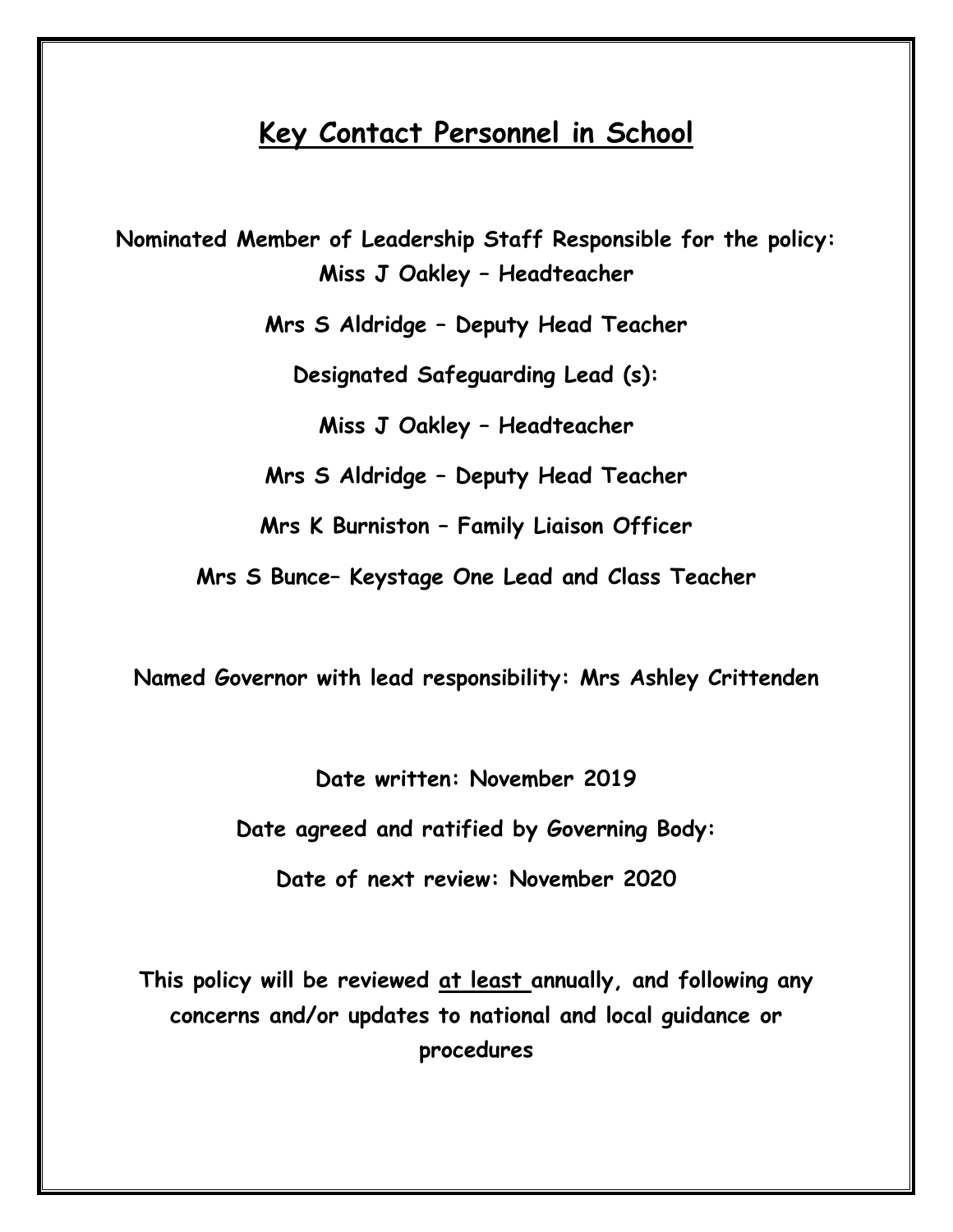# Key Contact Personnel in School

**Nominated Member of Leadership Staff Responsible for the policy: Miss J Oakley – Headteacher**

**Mrs S Aldridge – Deputy Head Teacher**

**Designated Safeguarding Lead (s):**

**Miss J Oakley – Headteacher**

**Mrs S Aldridge – Deputy Head Teacher**

**Mrs K Burniston – Family Liaison Officer**

**Mrs S Bunce– Keystage One Lead and Class Teacher**

**Named Governor with lead responsibility: Mrs Ashley Crittenden**

**Date written: November 2019**

**Date agreed and ratified by Governing Body:**

**Date of next review: November 2020**

**This policy will be reviewed <u>at least</u> annually, and following any concerns and/or updates to national and local guidance or procedures**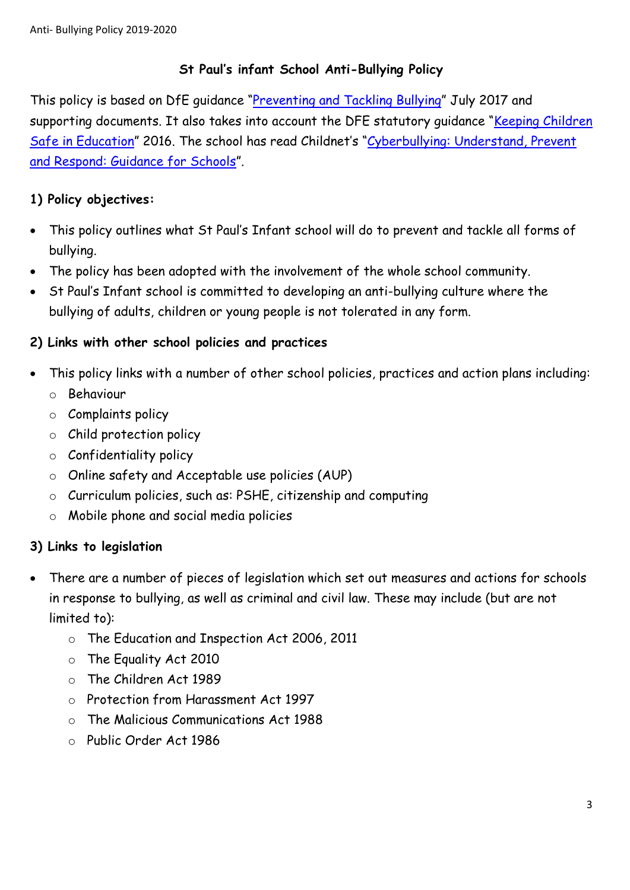# St Paul's infant School Anti-Bullying Policy

This policy is based on DfE guidance "Preventing and Tackling Bullying" July 2017 and supporting documents. It also takes into account the DFE statutory guidance "Keeping Children Safe in Education" 2016. The school has read Childnet's "Cyberbullying: Understand, Prevent and Respond: Guidance for Schools".

## 1) Policy objectives:

- This policy outlines what St Paul's Infant school will do to prevent and tackle all forms of bullying.
- The policy has been adopted with the involvement of the whole school community.
- St Paul's Infant school is committed to developing an anti-bullying culture where the bullying of adults, children or young people is not tolerated in any form.

## 2) Links with other school policies and practices

- This policy links with a number of other school policies, practices and action plans including:
  - Behaviour
  - Complaints policy
  - Child protection policy
  - Confidentiality policy
  - Online safety and Acceptable use policies (AUP)
  - Curriculum policies, such as: PSHE, citizenship and computing
  - Mobile phone and social media policies

## 3) Links to legislation

- There are a number of pieces of legislation which set out measures and actions for schools in response to bullying, as well as criminal and civil law. These may include (but are not limited to):
  - The Education and Inspection Act 2006, 2011
  - The Equality Act 2010
  - The Children Act 1989
  - Protection from Harassment Act 1997
  - The Malicious Communications Act 1988
  - Public Order Act 1986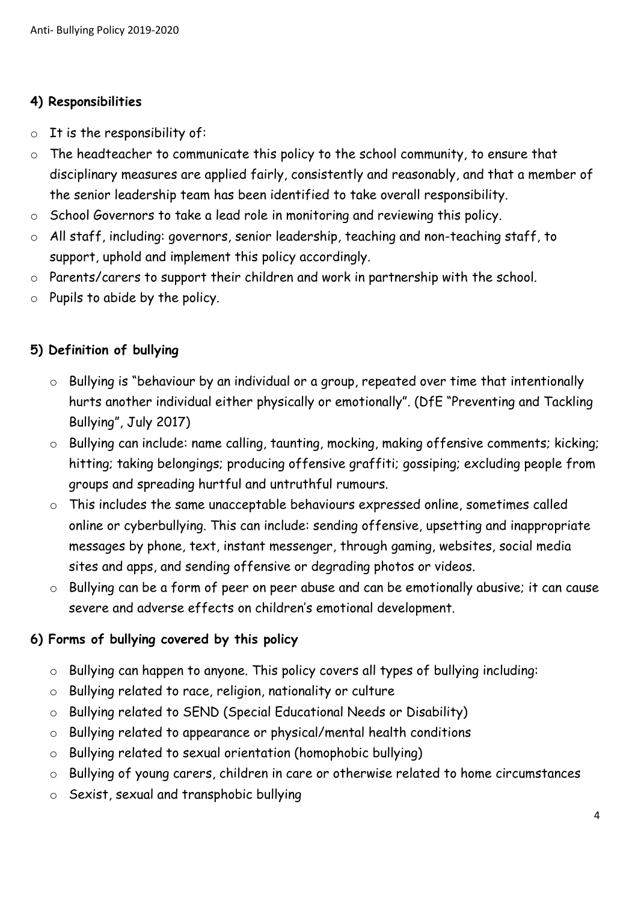## 4) Responsibilities

- It is the responsibility of:
- The headteacher to communicate this policy to the school community, to ensure that disciplinary measures are applied fairly, consistently and reasonably, and that a member of the senior leadership team has been identified to take overall responsibility.
- School Governors to take a lead role in monitoring and reviewing this policy.
- All staff, including: governors, senior leadership, teaching and non-teaching staff, to support, uphold and implement this policy accordingly.
- Parents/carers to support their children and work in partnership with the school.
- Pupils to abide by the policy.

## 5) Definition of bullying

- Bullying is "behaviour by an individual or a group, repeated over time that intentionally hurts another individual either physically or emotionally". (DfE "Preventing and Tackling Bullying", July 2017)
- Bullying can include: name calling, taunting, mocking, making offensive comments; kicking; hitting; taking belongings; producing offensive graffiti; gossiping; excluding people from groups and spreading hurtful and untruthful rumours.
- This includes the same unacceptable behaviours expressed online, sometimes called online or cyberbullying. This can include: sending offensive, upsetting and inappropriate messages by phone, text, instant messenger, through gaming, websites, social media sites and apps, and sending offensive or degrading photos or videos.
- Bullying can be a form of peer on peer abuse and can be emotionally abusive; it can cause severe and adverse effects on children's emotional development.

## 6) Forms of bullying covered by this policy

- Bullying can happen to anyone. This policy covers all types of bullying including:
- Bullying related to race, religion, nationality or culture
- Bullying related to SEND (Special Educational Needs or Disability)
- Bullying related to appearance or physical/mental health conditions
- Bullying related to sexual orientation (homophobic bullying)
- Bullying of young carers, children in care or otherwise related to home circumstances
- Sexist, sexual and transphobic bullying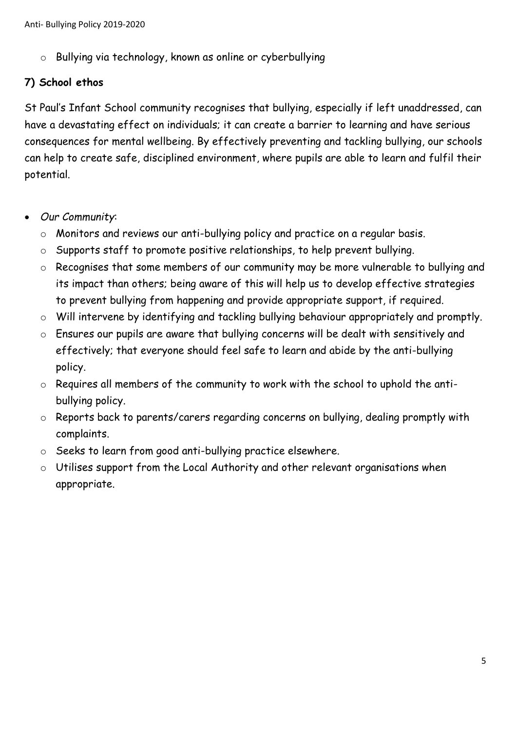- Bullying via technology, known as online or cyberbullying

**7) School ethos**

St Paul's Infant School community recognises that bullying, especially if left unaddressed, can have a devastating effect on individuals; it can create a barrier to learning and have serious consequences for mental wellbeing. By effectively preventing and tackling bullying, our schools can help to create safe, disciplined environment, where pupils are able to learn and fulfil their potential.

- *Our Community*:
  - Monitors and reviews our anti-bullying policy and practice on a regular basis.
  - Supports staff to promote positive relationships, to help prevent bullying.
  - Recognises that some members of our community may be more vulnerable to bullying and its impact than others; being aware of this will help us to develop effective strategies to prevent bullying from happening and provide appropriate support, if required.
  - Will intervene by identifying and tackling bullying behaviour appropriately and promptly.
  - Ensures our pupils are aware that bullying concerns will be dealt with sensitively and effectively; that everyone should feel safe to learn and abide by the anti-bullying policy.
  - Requires all members of the community to work with the school to uphold the anti-bullying policy.
  - Reports back to parents/carers regarding concerns on bullying, dealing promptly with complaints.
  - Seeks to learn from good anti-bullying practice elsewhere.
  - Utilises support from the Local Authority and other relevant organisations when appropriate.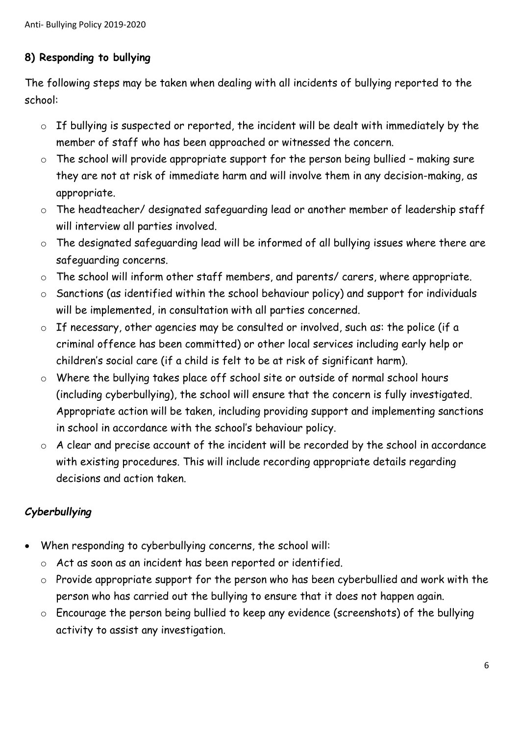## 8) Responding to bullying

The following steps may be taken when dealing with all incidents of bullying reported to the school:

- If bullying is suspected or reported, the incident will be dealt with immediately by the member of staff who has been approached or witnessed the concern.
- The school will provide appropriate support for the person being bullied – making sure they are not at risk of immediate harm and will involve them in any decision-making, as appropriate.
- The headteacher/ designated safeguarding lead or another member of leadership staff will interview all parties involved.
- The designated safeguarding lead will be informed of all bullying issues where there are safeguarding concerns.
- The school will inform other staff members, and parents/ carers, where appropriate.
- Sanctions (as identified within the school behaviour policy) and support for individuals will be implemented, in consultation with all parties concerned.
- If necessary, other agencies may be consulted or involved, such as: the police (if a criminal offence has been committed) or other local services including early help or children's social care (if a child is felt to be at risk of significant harm).
- Where the bullying takes place off school site or outside of normal school hours (including cyberbullying), the school will ensure that the concern is fully investigated. Appropriate action will be taken, including providing support and implementing sanctions in school in accordance with the school's behaviour policy.
- A clear and precise account of the incident will be recorded by the school in accordance with existing procedures. This will include recording appropriate details regarding decisions and action taken.

### *Cyberbullying*

- When responding to cyberbullying concerns, the school will:
  - Act as soon as an incident has been reported or identified.
  - Provide appropriate support for the person who has been cyberbullied and work with the person who has carried out the bullying to ensure that it does not happen again.
  - Encourage the person being bullied to keep any evidence (screenshots) of the bullying activity to assist any investigation.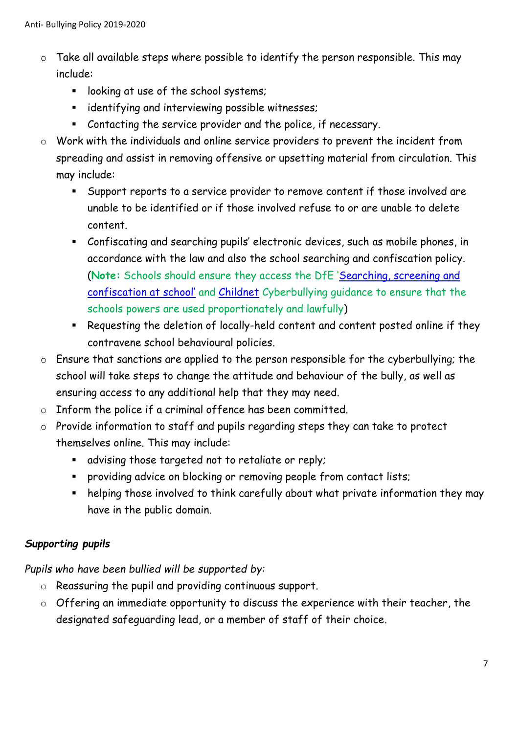- Take all available steps where possible to identify the person responsible. This may include:
  - looking at use of the school systems;
  - identifying and interviewing possible witnesses;
  - Contacting the service provider and the police, if necessary.
- Work with the individuals and online service providers to prevent the incident from spreading and assist in removing offensive or upsetting material from circulation. This may include:
  - Support reports to a service provider to remove content if those involved are unable to be identified or if those involved refuse to or are unable to delete content.
  - Confiscating and searching pupils' electronic devices, such as mobile phones, in accordance with the law and also the school searching and confiscation policy. (**Note:** Schools should ensure they access the DfE 'Searching, screening and confiscation at school' and Childnet Cyberbullying guidance to ensure that the schools powers are used proportionately and lawfully)
  - Requesting the deletion of locally-held content and content posted online if they contravene school behavioural policies.
- Ensure that sanctions are applied to the person responsible for the cyberbullying; the school will take steps to change the attitude and behaviour of the bully, as well as ensuring access to any additional help that they may need.
- Inform the police if a criminal offence has been committed.
- Provide information to staff and pupils regarding steps they can take to protect themselves online. This may include:
  - advising those targeted not to retaliate or reply;
  - providing advice on blocking or removing people from contact lists;
  - helping those involved to think carefully about what private information they may have in the public domain.

***Supporting pupils***

*Pupils who have been bullied will be supported by:*

- Reassuring the pupil and providing continuous support.
- Offering an immediate opportunity to discuss the experience with their teacher, the designated safeguarding lead, or a member of staff of their choice.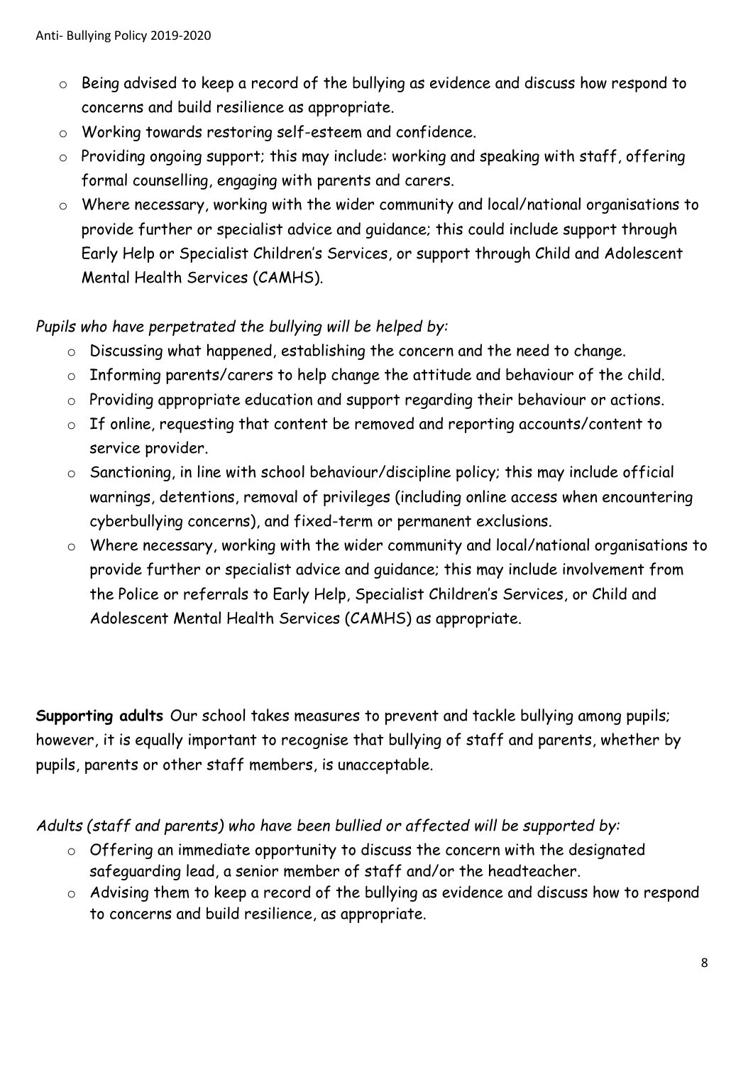- Being advised to keep a record of the bullying as evidence and discuss how respond to concerns and build resilience as appropriate.
- Working towards restoring self-esteem and confidence.
- Providing ongoing support; this may include: working and speaking with staff, offering formal counselling, engaging with parents and carers.
- Where necessary, working with the wider community and local/national organisations to provide further or specialist advice and guidance; this could include support through Early Help or Specialist Children's Services, or support through Child and Adolescent Mental Health Services (CAMHS).

*Pupils who have perpetrated the bullying will be helped by:*

- Discussing what happened, establishing the concern and the need to change.
- Informing parents/carers to help change the attitude and behaviour of the child.
- Providing appropriate education and support regarding their behaviour or actions.
- If online, requesting that content be removed and reporting accounts/content to service provider.
- Sanctioning, in line with school behaviour/discipline policy; this may include official warnings, detentions, removal of privileges (including online access when encountering cyberbullying concerns), and fixed-term or permanent exclusions.
- Where necessary, working with the wider community and local/national organisations to provide further or specialist advice and guidance; this may include involvement from the Police or referrals to Early Help, Specialist Children's Services, or Child and Adolescent Mental Health Services (CAMHS) as appropriate.

**Supporting adults** Our school takes measures to prevent and tackle bullying among pupils; however, it is equally important to recognise that bullying of staff and parents, whether by pupils, parents or other staff members, is unacceptable.

*Adults (staff and parents) who have been bullied or affected will be supported by:*

- Offering an immediate opportunity to discuss the concern with the designated safeguarding lead, a senior member of staff and/or the headteacher.
- Advising them to keep a record of the bullying as evidence and discuss how to respond to concerns and build resilience, as appropriate.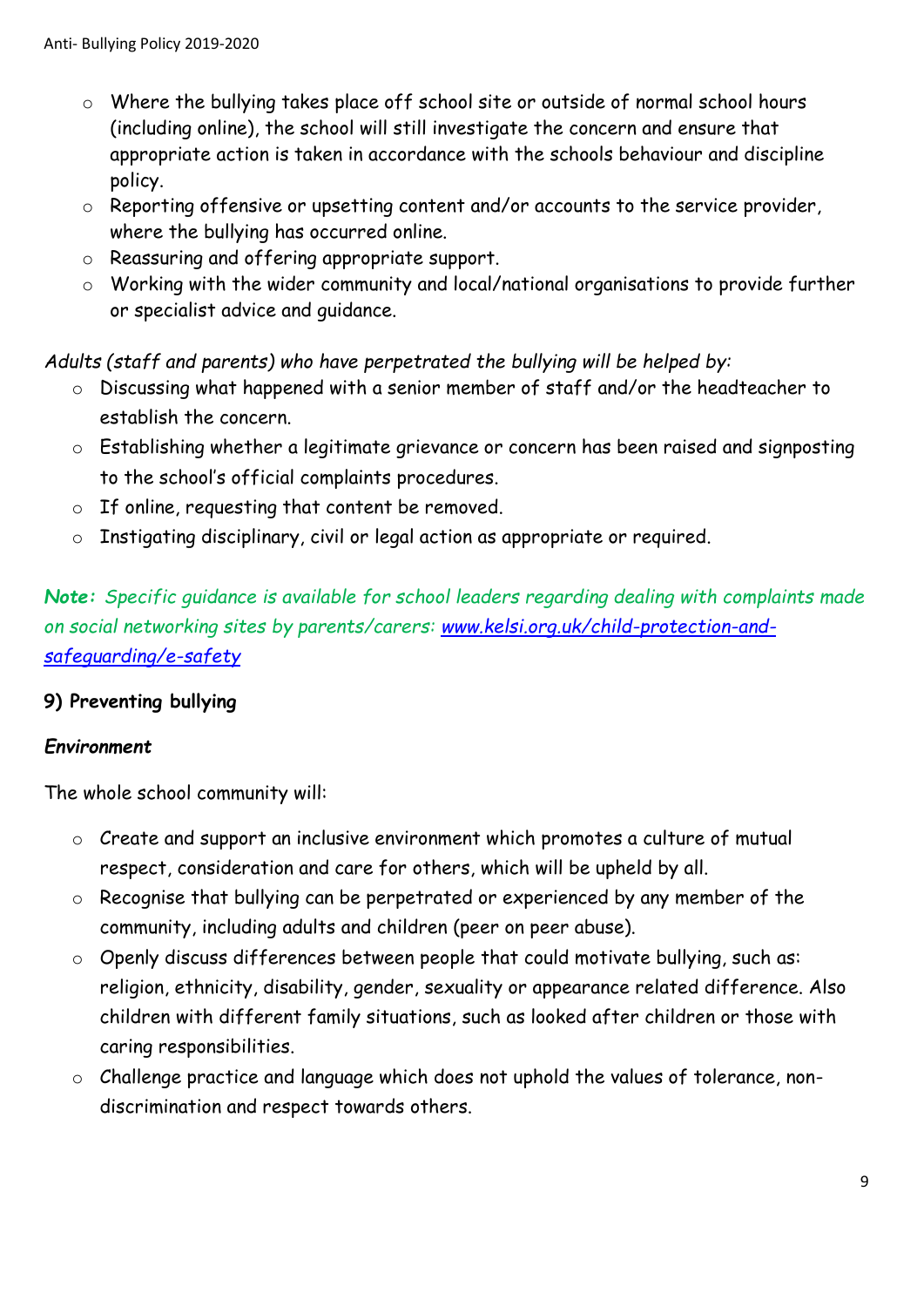- Where the bullying takes place off school site or outside of normal school hours (including online), the school will still investigate the concern and ensure that appropriate action is taken in accordance with the schools behaviour and discipline policy.
- Reporting offensive or upsetting content and/or accounts to the service provider, where the bullying has occurred online.
- Reassuring and offering appropriate support.
- Working with the wider community and local/national organisations to provide further or specialist advice and guidance.

*Adults (staff and parents) who have perpetrated the bullying will be helped by:*

- Discussing what happened with a senior member of staff and/or the headteacher to establish the concern.
- Establishing whether a legitimate grievance or concern has been raised and signposting to the school's official complaints procedures.
- If online, requesting that content be removed.
- Instigating disciplinary, civil or legal action as appropriate or required.

***Note:*** *Specific guidance is available for school leaders regarding dealing with complaints made on social networking sites by parents/carers: [www.kelsi.org.uk/child-protection-and-safeguarding/e-safety](www.kelsi.org.uk/child-protection-and-safeguarding/e-safety)*

### 9) Preventing bullying

***Environment***

The whole school community will:

- Create and support an inclusive environment which promotes a culture of mutual respect, consideration and care for others, which will be upheld by all.
- Recognise that bullying can be perpetrated or experienced by any member of the community, including adults and children (peer on peer abuse).
- Openly discuss differences between people that could motivate bullying, such as: religion, ethnicity, disability, gender, sexuality or appearance related difference. Also children with different family situations, such as looked after children or those with caring responsibilities.
- Challenge practice and language which does not uphold the values of tolerance, non-discrimination and respect towards others.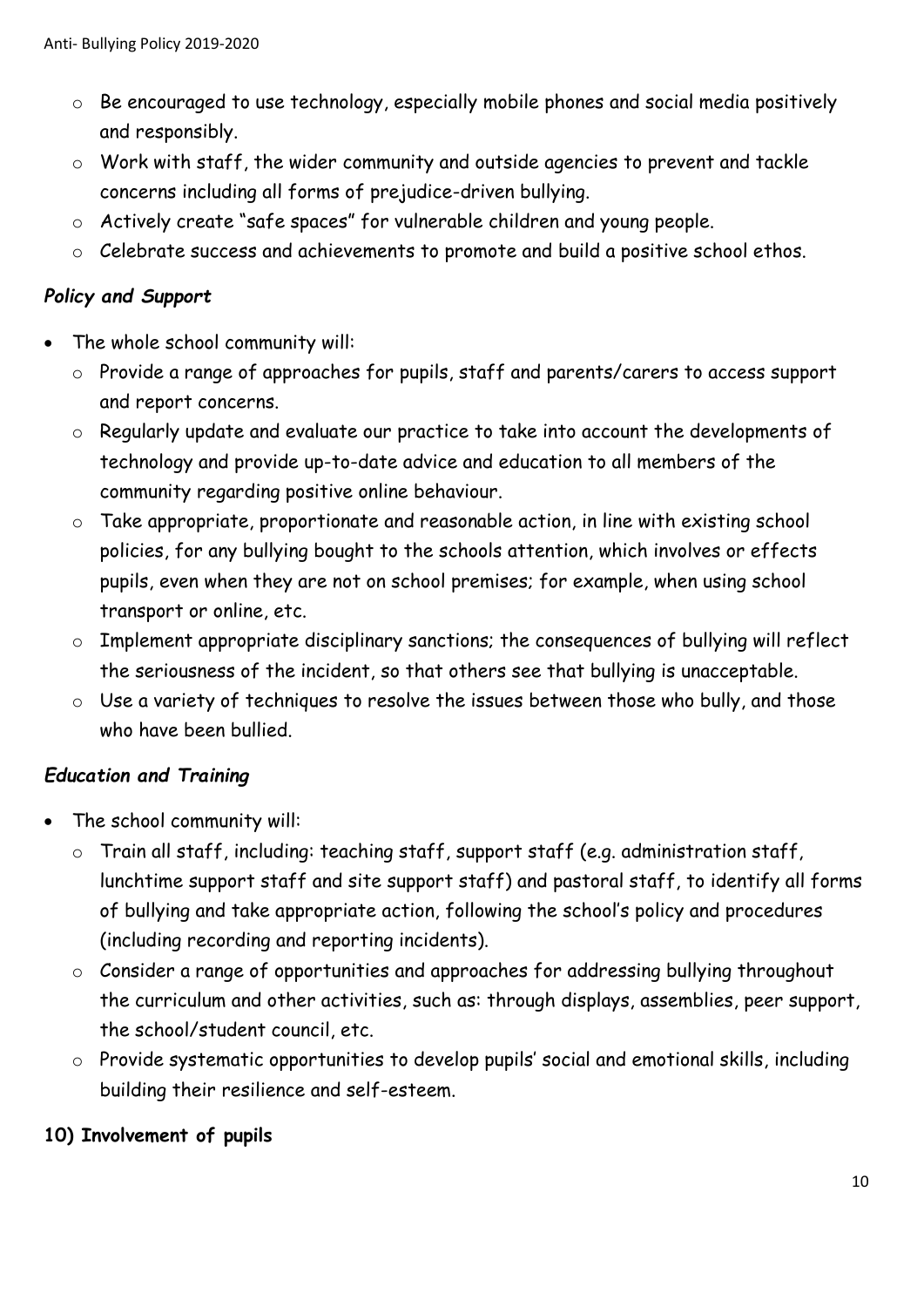- Be encouraged to use technology, especially mobile phones and social media positively and responsibly.
- Work with staff, the wider community and outside agencies to prevent and tackle concerns including all forms of prejudice-driven bullying.
- Actively create "safe spaces" for vulnerable children and young people.
- Celebrate success and achievements to promote and build a positive school ethos.

### *Policy and Support*

- The whole school community will:
  - Provide a range of approaches for pupils, staff and parents/carers to access support and report concerns.
  - Regularly update and evaluate our practice to take into account the developments of technology and provide up-to-date advice and education to all members of the community regarding positive online behaviour.
  - Take appropriate, proportionate and reasonable action, in line with existing school policies, for any bullying bought to the schools attention, which involves or effects pupils, even when they are not on school premises; for example, when using school transport or online, etc.
  - Implement appropriate disciplinary sanctions; the consequences of bullying will reflect the seriousness of the incident, so that others see that bullying is unacceptable.
  - Use a variety of techniques to resolve the issues between those who bully, and those who have been bullied.

### *Education and Training*

- The school community will:
  - Train all staff, including: teaching staff, support staff (e.g. administration staff, lunchtime support staff and site support staff) and pastoral staff, to identify all forms of bullying and take appropriate action, following the school's policy and procedures (including recording and reporting incidents).
  - Consider a range of opportunities and approaches for addressing bullying throughout the curriculum and other activities, such as: through displays, assemblies, peer support, the school/student council, etc.
  - Provide systematic opportunities to develop pupils' social and emotional skills, including building their resilience and self-esteem.

## 10) Involvement of pupils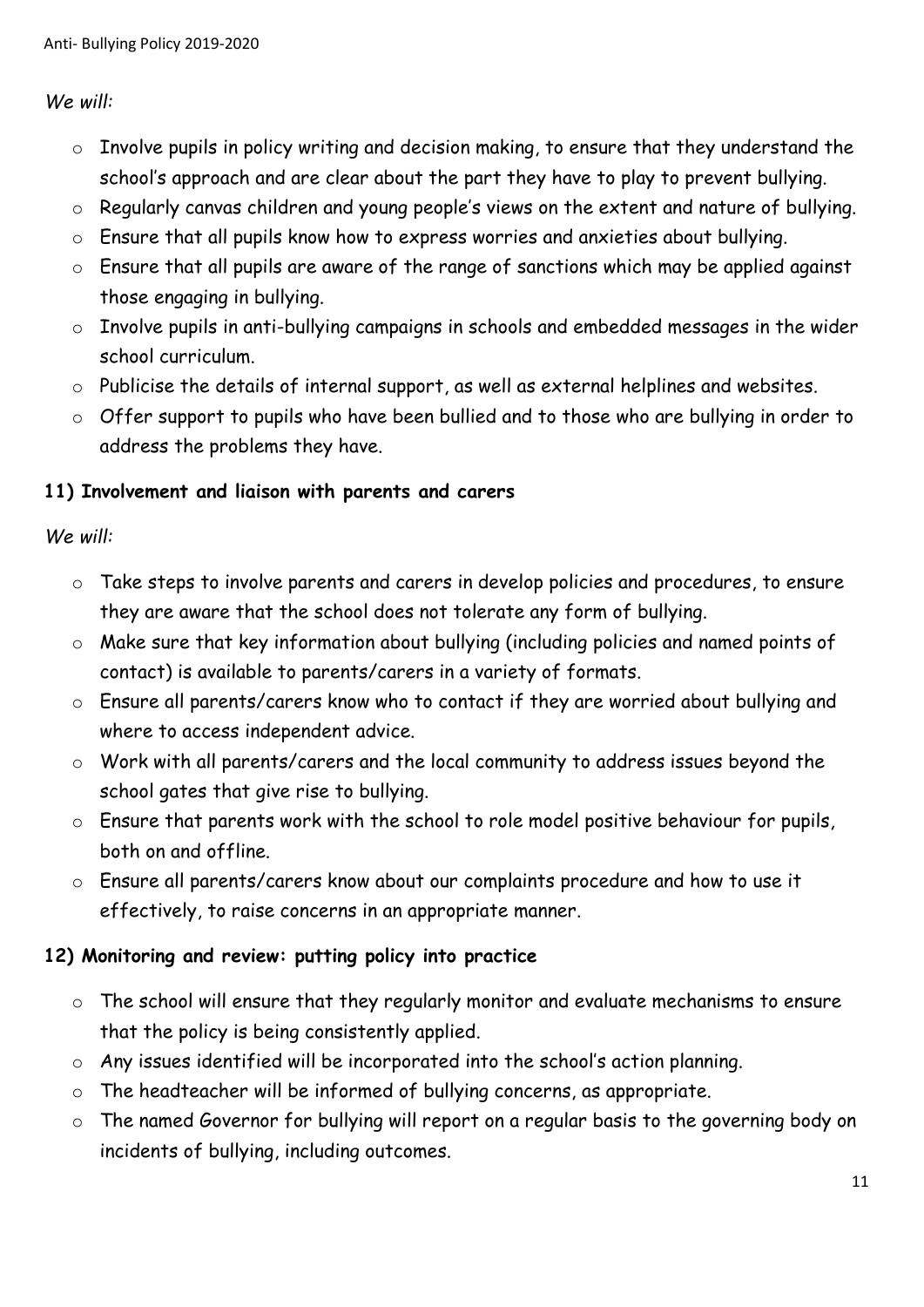*We will:*

- Involve pupils in policy writing and decision making, to ensure that they understand the school's approach and are clear about the part they have to play to prevent bullying.
- Regularly canvas children and young people's views on the extent and nature of bullying.
- Ensure that all pupils know how to express worries and anxieties about bullying.
- Ensure that all pupils are aware of the range of sanctions which may be applied against those engaging in bullying.
- Involve pupils in anti-bullying campaigns in schools and embedded messages in the wider school curriculum.
- Publicise the details of internal support, as well as external helplines and websites.
- Offer support to pupils who have been bullied and to those who are bullying in order to address the problems they have.

**11) Involvement and liaison with parents and carers**

*We will:*

- Take steps to involve parents and carers in develop policies and procedures, to ensure they are aware that the school does not tolerate any form of bullying.
- Make sure that key information about bullying (including policies and named points of contact) is available to parents/carers in a variety of formats.
- Ensure all parents/carers know who to contact if they are worried about bullying and where to access independent advice.
- Work with all parents/carers and the local community to address issues beyond the school gates that give rise to bullying.
- Ensure that parents work with the school to role model positive behaviour for pupils, both on and offline.
- Ensure all parents/carers know about our complaints procedure and how to use it effectively, to raise concerns in an appropriate manner.

**12) Monitoring and review: putting policy into practice**

- The school will ensure that they regularly monitor and evaluate mechanisms to ensure that the policy is being consistently applied.
- Any issues identified will be incorporated into the school's action planning.
- The headteacher will be informed of bullying concerns, as appropriate.
- The named Governor for bullying will report on a regular basis to the governing body on incidents of bullying, including outcomes.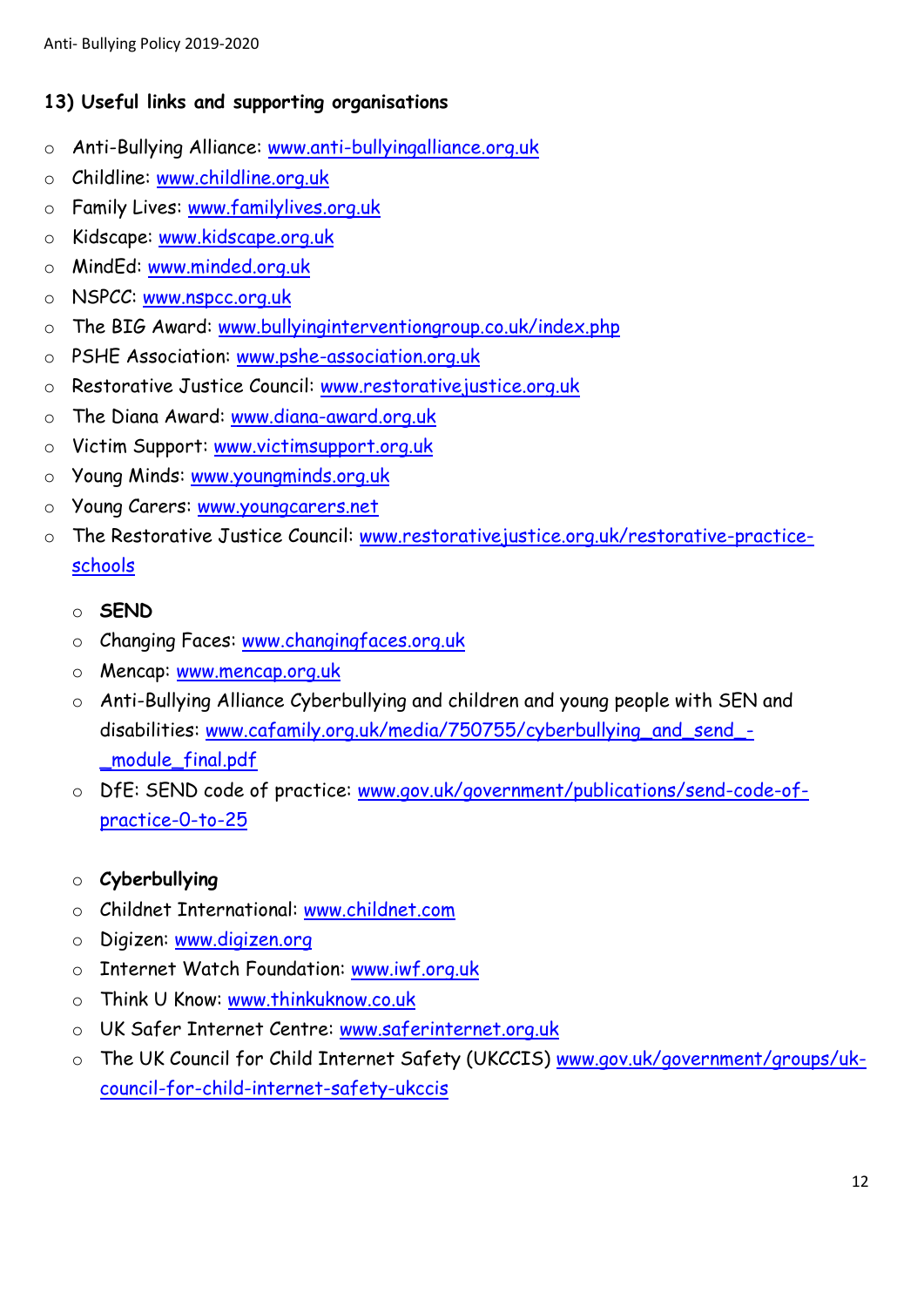### 13) Useful links and supporting organisations

- Anti-Bullying Alliance: www.anti-bullyingalliance.org.uk
- Childline: www.childline.org.uk
- Family Lives: www.familylives.org.uk
- Kidscape: www.kidscape.org.uk
- MindEd: www.minded.org.uk
- NSPCC: www.nspcc.org.uk
- The BIG Award: www.bullyinginterventiongroup.co.uk/index.php
- PSHE Association: www.pshe-association.org.uk
- Restorative Justice Council: www.restorativejustice.org.uk
- The Diana Award: www.diana-award.org.uk
- Victim Support: www.victimsupport.org.uk
- Young Minds: www.youngminds.org.uk
- Young Carers: www.youngcarers.net
- The Restorative Justice Council: www.restorativejustice.org.uk/restorative-practice-schools

  - **SEND**
  - Changing Faces: www.changingfaces.org.uk
  - Mencap: www.mencap.org.uk
  - Anti-Bullying Alliance Cyberbullying and children and young people with SEN and disabilities: www.cafamily.org.uk/media/750755/cyberbullying_and_send_-_module_final.pdf
  - DfE: SEND code of practice: www.gov.uk/government/publications/send-code-of-practice-0-to-25

  - **Cyberbullying**
  - Childnet International: www.childnet.com
  - Digizen: www.digizen.org
  - Internet Watch Foundation: www.iwf.org.uk
  - Think U Know: www.thinkuknow.co.uk
  - UK Safer Internet Centre: www.saferinternet.org.uk
  - The UK Council for Child Internet Safety (UKCCIS) www.gov.uk/government/groups/uk-council-for-child-internet-safety-ukccis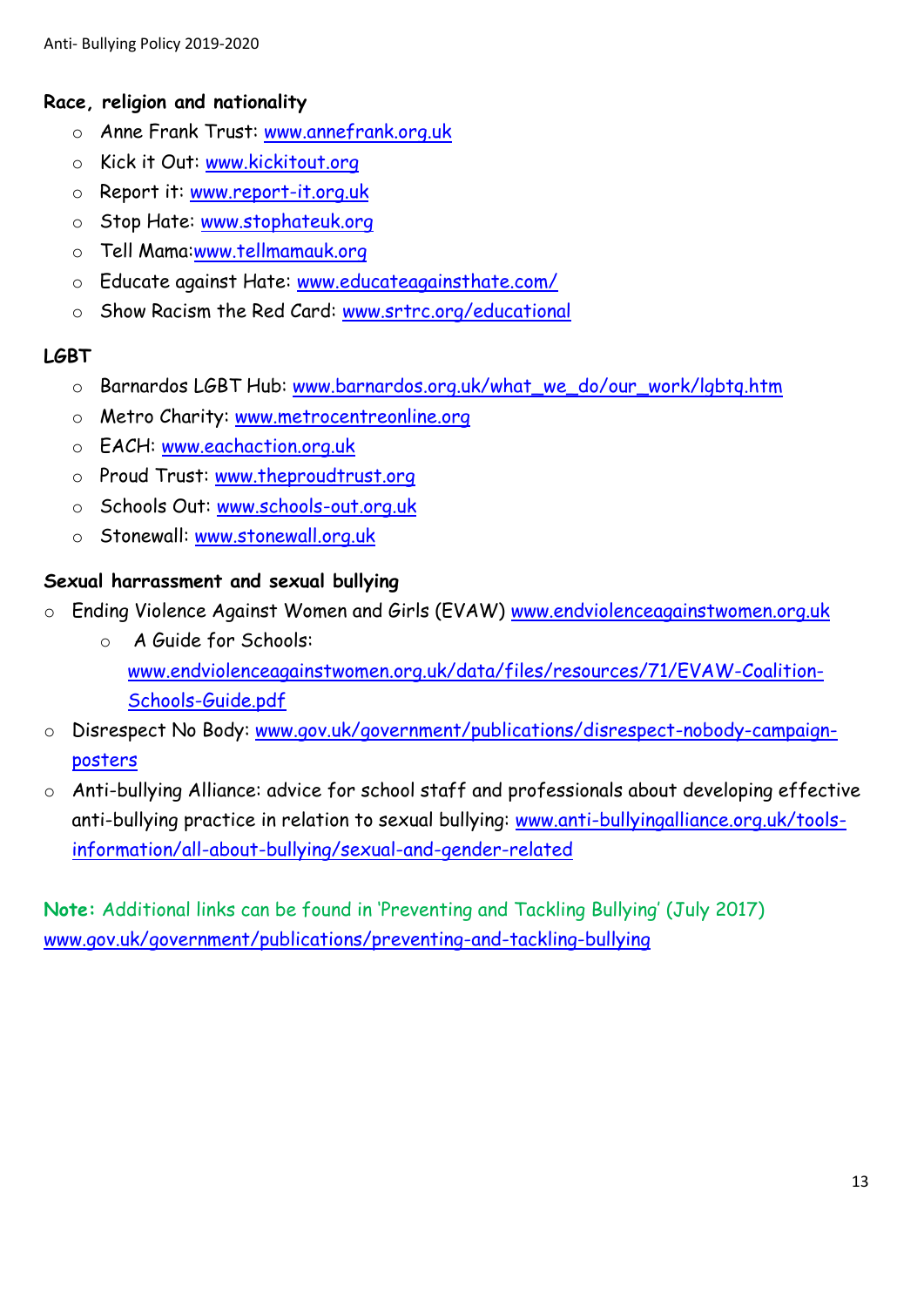**Race, religion and nationality**

- Anne Frank Trust: www.annefrank.org.uk
- Kick it Out: www.kickitout.org
- Report it: www.report-it.org.uk
- Stop Hate: www.stophateuk.org
- Tell Mama:www.tellmamauk.org
- Educate against Hate: www.educateagainsthate.com/
- Show Racism the Red Card: www.srtrc.org/educational

**LGBT**

- Barnardos LGBT Hub: www.barnardos.org.uk/what_we_do/our_work/lgbtq.htm
- Metro Charity: www.metrocentreonline.org
- EACH: www.eachaction.org.uk
- Proud Trust: www.theproudtrust.org
- Schools Out: www.schools-out.org.uk
- Stonewall: www.stonewall.org.uk

**Sexual harrassment and sexual bullying**

- Ending Violence Against Women and Girls (EVAW) www.endviolenceagainstwomen.org.uk
  - A Guide for Schools: www.endviolenceagainstwomen.org.uk/data/files/resources/71/EVAW-Coalition-Schools-Guide.pdf
- Disrespect No Body: www.gov.uk/government/publications/disrespect-nobody-campaign-posters
- Anti-bullying Alliance: advice for school staff and professionals about developing effective anti-bullying practice in relation to sexual bullying: www.anti-bullyingalliance.org.uk/tools-information/all-about-bullying/sexual-and-gender-related

**Note:** Additional links can be found in 'Preventing and Tackling Bullying' (July 2017) www.gov.uk/government/publications/preventing-and-tackling-bullying